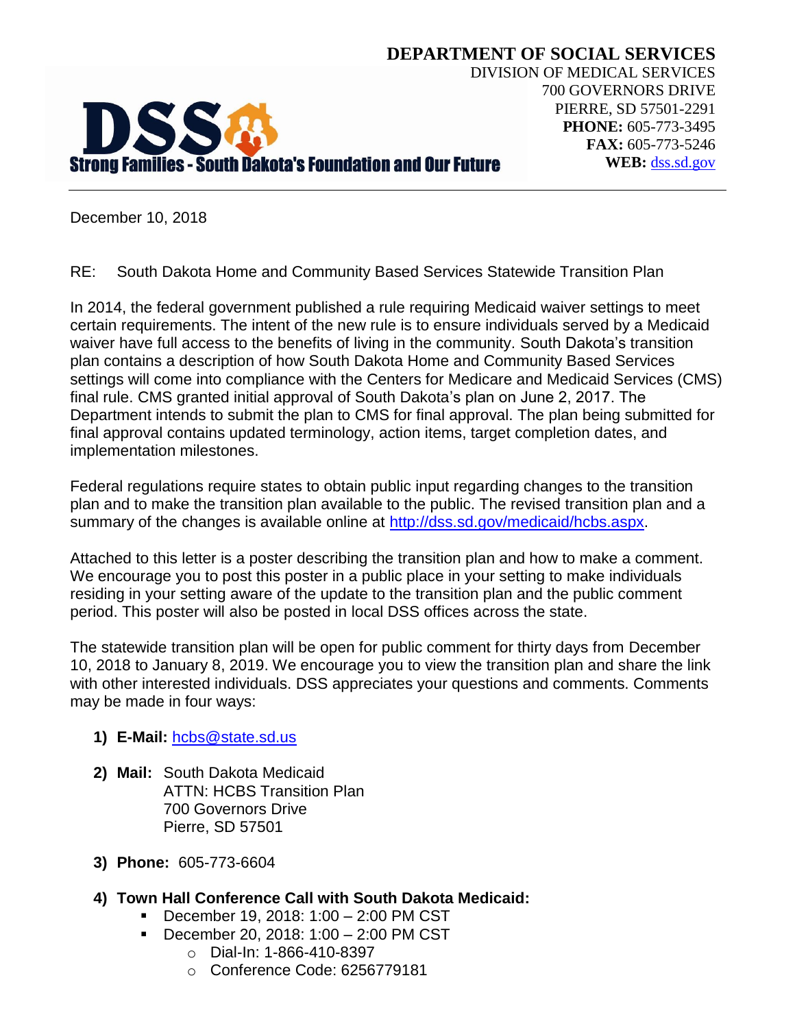**DEPARTMENT OF SOCIAL SERVICES**
DIVISION OF MEDICAL SERVICES
700 GOVERNORS DRIVE
PIERRE, SD 57501-2291
**PHONE:** 605-773-3495
**FAX:** 605-773-5246
**WEB:** [dss.sd.gov](dss.sd.gov)

**DSS**
**Strong Families - South Dakota's Foundation and Our Future**

December 10, 2018

RE: South Dakota Home and Community Based Services Statewide Transition Plan

In 2014, the federal government published a rule requiring Medicaid waiver settings to meet certain requirements. The intent of the new rule is to ensure individuals served by a Medicaid waiver have full access to the benefits of living in the community. South Dakota's transition plan contains a description of how South Dakota Home and Community Based Services settings will come into compliance with the Centers for Medicare and Medicaid Services (CMS) final rule. CMS granted initial approval of South Dakota's plan on June 2, 2017. The Department intends to submit the plan to CMS for final approval. The plan being submitted for final approval contains updated terminology, action items, target completion dates, and implementation milestones.

Federal regulations require states to obtain public input regarding changes to the transition plan and to make the transition plan available to the public. The revised transition plan and a summary of the changes is available online at [http://dss.sd.gov/medicaid/hcbs.aspx](http://dss.sd.gov/medicaid/hcbs.aspx).

Attached to this letter is a poster describing the transition plan and how to make a comment. We encourage you to post this poster in a public place in your setting to make individuals residing in your setting aware of the update to the transition plan and the public comment period. This poster will also be posted in local DSS offices across the state.

The statewide transition plan will be open for public comment for thirty days from December 10, 2018 to January 8, 2019. We encourage you to view the transition plan and share the link with other interested individuals. DSS appreciates your questions and comments. Comments may be made in four ways:

1) **E-Mail:** [hcbs@state.sd.us](mailto:hcbs@state.sd.us)

2) **Mail:** South Dakota Medicaid
   ATTN: HCBS Transition Plan
   700 Governors Drive
   Pierre, SD 57501

3) **Phone:** 605-773-6604

4) **Town Hall Conference Call with South Dakota Medicaid:**
   - December 19, 2018: 1:00 – 2:00 PM CST
   - December 20, 2018: 1:00 – 2:00 PM CST
     - Dial-In: 1-866-410-8397
     - Conference Code: 6256779181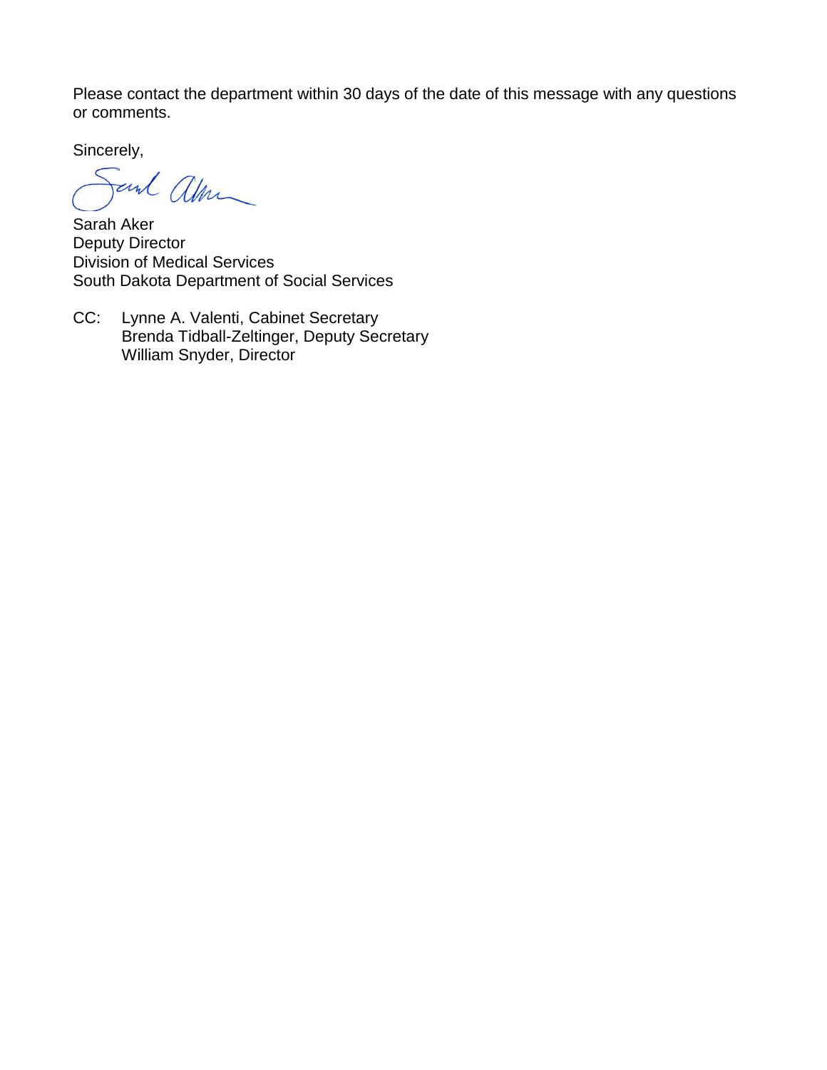Please contact the department within 30 days of the date of this message with any questions or comments.

Sincerely,

Sarah Aker
Deputy Director
Division of Medical Services
South Dakota Department of Social Services

CC: Lynne A. Valenti, Cabinet Secretary
Brenda Tidball-Zeltinger, Deputy Secretary
William Snyder, Director